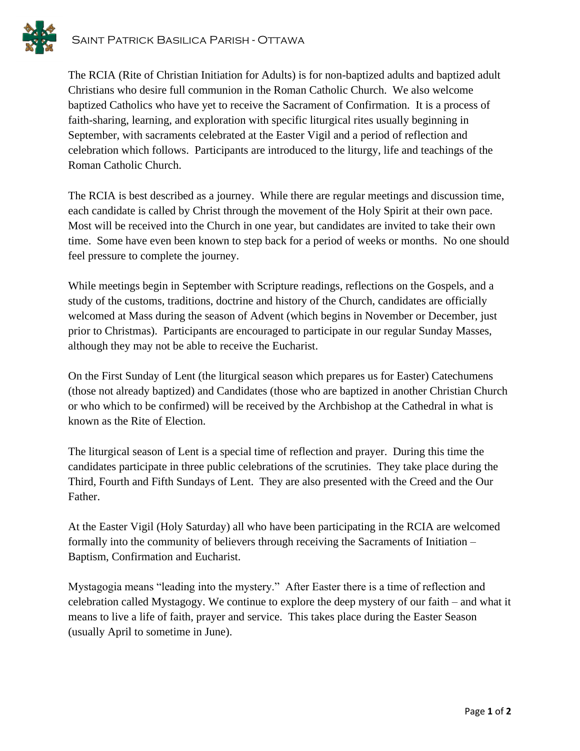The RCIA (Rite of Christian Initiation for Adults) is for non-baptized adults and baptized adult Christians who desire full communion in the Roman Catholic Church. We also welcome baptized Catholics who have yet to receive the Sacrament of Confirmation. It is a process of faith-sharing, learning, and exploration with specific liturgical rites usually beginning in September, with sacraments celebrated at the Easter Vigil and a period of reflection and celebration which follows. Participants are introduced to the liturgy, life and teachings of the Roman Catholic Church.

The RCIA is best described as a journey. While there are regular meetings and discussion time, each candidate is called by Christ through the movement of the Holy Spirit at their own pace. Most will be received into the Church in one year, but candidates are invited to take their own time. Some have even been known to step back for a period of weeks or months. No one should feel pressure to complete the journey.

While meetings begin in September with Scripture readings, reflections on the Gospels, and a study of the customs, traditions, doctrine and history of the Church, candidates are officially welcomed at Mass during the season of Advent (which begins in November or December, just prior to Christmas). Participants are encouraged to participate in our regular Sunday Masses, although they may not be able to receive the Eucharist.

On the First Sunday of Lent (the liturgical season which prepares us for Easter) Catechumens (those not already baptized) and Candidates (those who are baptized in another Christian Church or who which to be confirmed) will be received by the Archbishop at the Cathedral in what is known as the Rite of Election.

The liturgical season of Lent is a special time of reflection and prayer. During this time the candidates participate in three public celebrations of the scrutinies. They take place during the Third, Fourth and Fifth Sundays of Lent. They are also presented with the Creed and the Our Father.

At the Easter Vigil (Holy Saturday) all who have been participating in the RCIA are welcomed formally into the community of believers through receiving the Sacraments of Initiation – Baptism, Confirmation and Eucharist.

Mystagogia means "leading into the mystery." After Easter there is a time of reflection and celebration called Mystagogy. We continue to explore the deep mystery of our faith – and what it means to live a life of faith, prayer and service. This takes place during the Easter Season (usually April to sometime in June).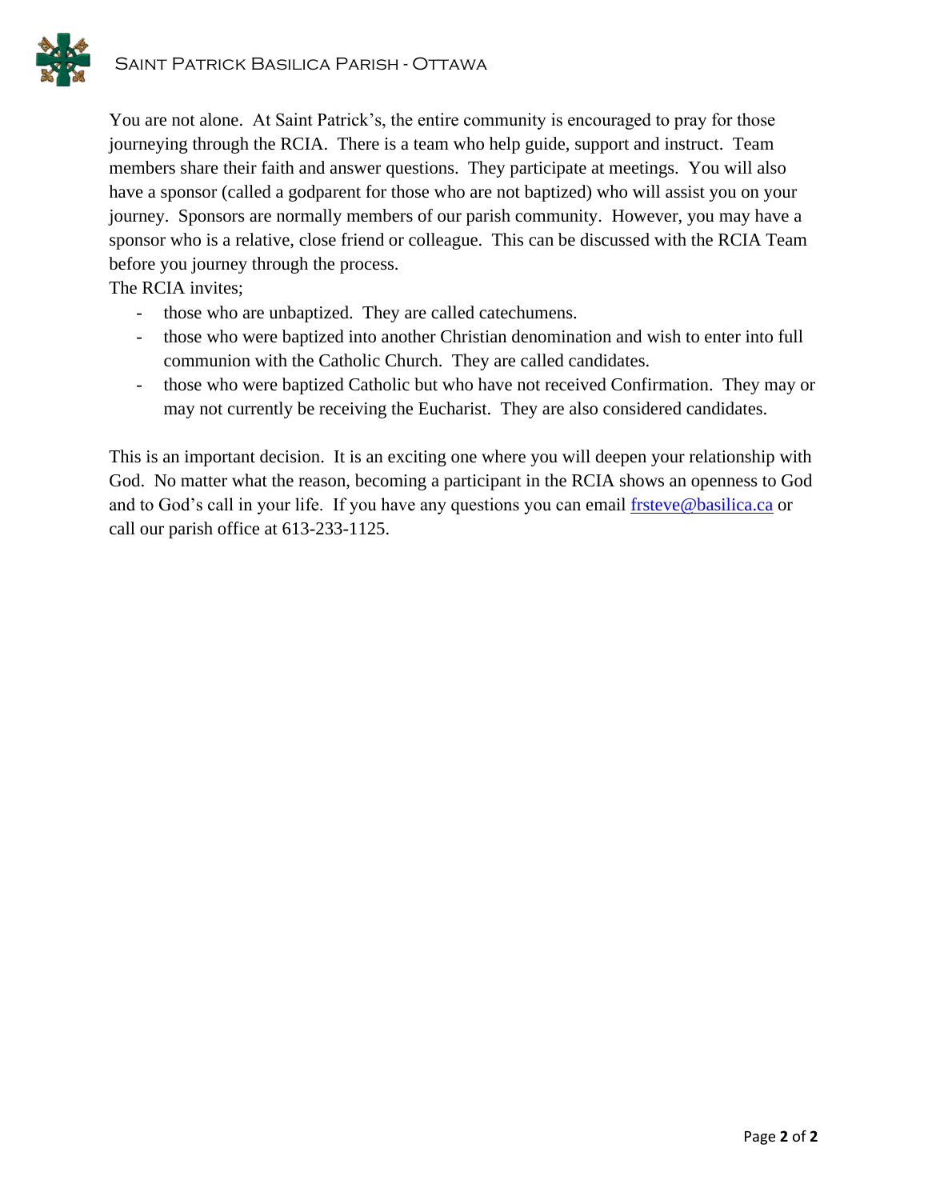You are not alone. At Saint Patrick's, the entire community is encouraged to pray for those journeying through the RCIA. There is a team who help guide, support and instruct. Team members share their faith and answer questions. They participate at meetings. You will also have a sponsor (called a godparent for those who are not baptized) who will assist you on your journey. Sponsors are normally members of our parish community. However, you may have a sponsor who is a relative, close friend or colleague. This can be discussed with the RCIA Team before you journey through the process.

The RCIA invites;

- those who are unbaptized. They are called catechumens.
- those who were baptized into another Christian denomination and wish to enter into full communion with the Catholic Church. They are called candidates.
- those who were baptized Catholic but who have not received Confirmation. They may or may not currently be receiving the Eucharist. They are also considered candidates.

This is an important decision. It is an exciting one where you will deepen your relationship with God. No matter what the reason, becoming a participant in the RCIA shows an openness to God and to God's call in your life. If you have any questions you can email frsteve@basilica.ca or call our parish office at 613-233-1125.